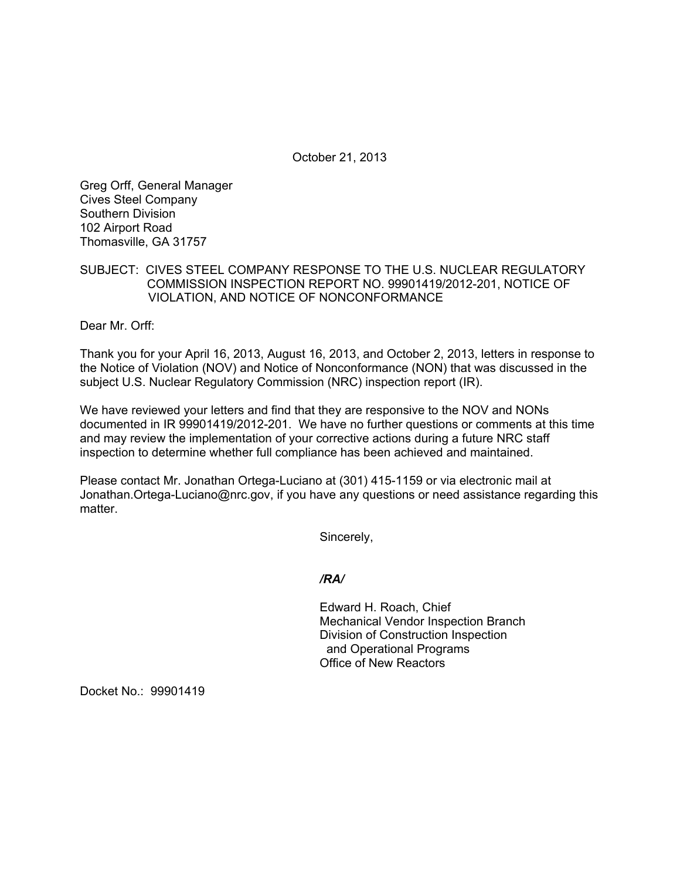October 21, 2013

Greg Orff, General Manager
Cives Steel Company
Southern Division
102 Airport Road
Thomasville, GA 31757

SUBJECT: CIVES STEEL COMPANY RESPONSE TO THE U.S. NUCLEAR REGULATORY COMMISSION INSPECTION REPORT NO. 99901419/2012-201, NOTICE OF VIOLATION, AND NOTICE OF NONCONFORMANCE

Dear Mr. Orff:

Thank you for your April 16, 2013, August 16, 2013, and October 2, 2013, letters in response to the Notice of Violation (NOV) and Notice of Nonconformance (NON) that was discussed in the subject U.S. Nuclear Regulatory Commission (NRC) inspection report (IR).

We have reviewed your letters and find that they are responsive to the NOV and NONs documented in IR 99901419/2012-201. We have no further questions or comments at this time and may review the implementation of your corrective actions during a future NRC staff inspection to determine whether full compliance has been achieved and maintained.

Please contact Mr. Jonathan Ortega-Luciano at (301) 415-1159 or via electronic mail at Jonathan.Ortega-Luciano@nrc.gov, if you have any questions or need assistance regarding this matter.

Sincerely,

*/RA/*

Edward H. Roach, Chief
Mechanical Vendor Inspection Branch
Division of Construction Inspection
and Operational Programs
Office of New Reactors

Docket No.: 99901419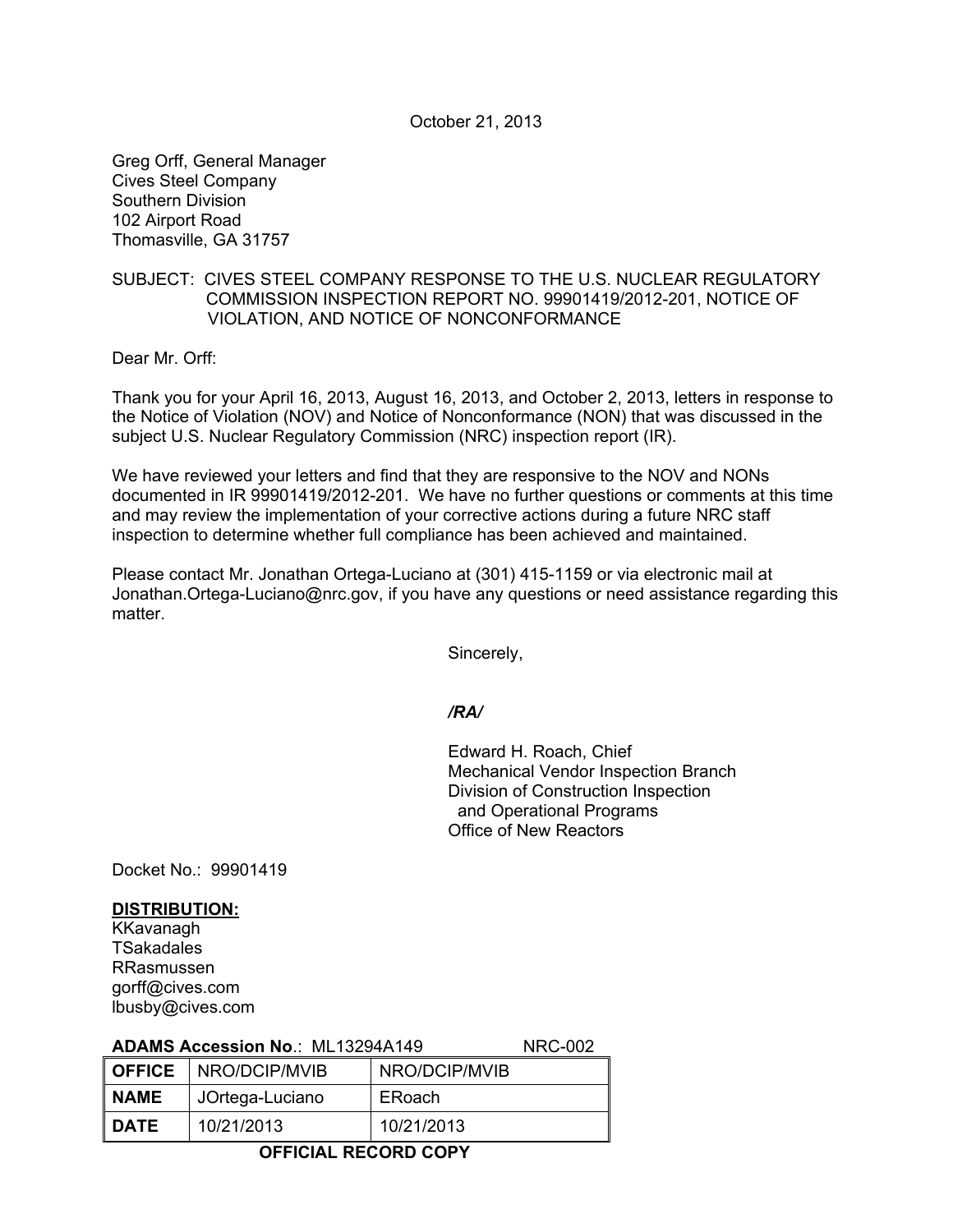October 21, 2013

Greg Orff, General Manager
Cives Steel Company
Southern Division
102 Airport Road
Thomasville, GA 31757

SUBJECT: CIVES STEEL COMPANY RESPONSE TO THE U.S. NUCLEAR REGULATORY COMMISSION INSPECTION REPORT NO. 99901419/2012-201, NOTICE OF VIOLATION, AND NOTICE OF NONCONFORMANCE

Dear Mr. Orff:

Thank you for your April 16, 2013, August 16, 2013, and October 2, 2013, letters in response to the Notice of Violation (NOV) and Notice of Nonconformance (NON) that was discussed in the subject U.S. Nuclear Regulatory Commission (NRC) inspection report (IR).

We have reviewed your letters and find that they are responsive to the NOV and NONs documented in IR 99901419/2012-201. We have no further questions or comments at this time and may review the implementation of your corrective actions during a future NRC staff inspection to determine whether full compliance has been achieved and maintained.

Please contact Mr. Jonathan Ortega-Luciano at (301) 415-1159 or via electronic mail at Jonathan.Ortega-Luciano@nrc.gov, if you have any questions or need assistance regarding this matter.

Sincerely,

*/RA/*

Edward H. Roach, Chief
Mechanical Vendor Inspection Branch
Division of Construction Inspection
and Operational Programs
Office of New Reactors

Docket No.: 99901419

**DISTRIBUTION:**
KKavanagh
TSakadales
RRasmussen
gorff@cives.com
lbusby@cives.com

**ADAMS Accession No**.: ML13294A149 NRC-002

| **OFFICE** | NRO/DCIP/MVIB | NRO/DCIP/MVIB |
|---|---|---|
| **NAME** | JOrtega-Luciano | ERoach |
| **DATE** | 10/21/2013 | 10/21/2013 |

**OFFICIAL RECORD COPY**